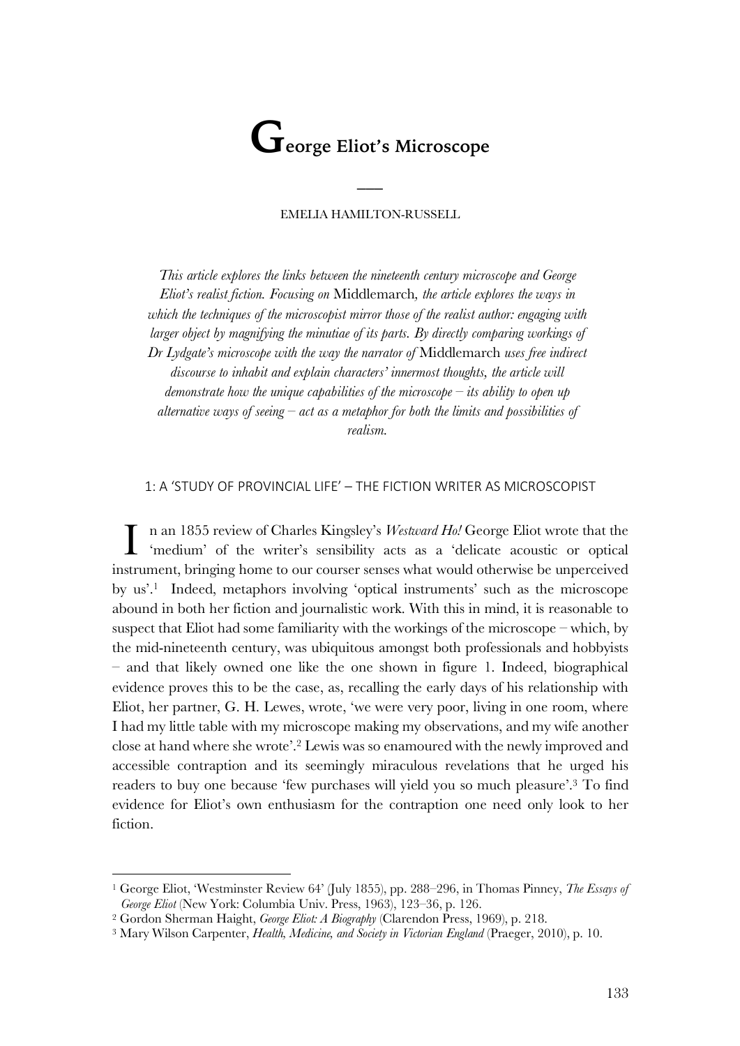# George Eliot's Microscope

EMELIA HAMILTON-RUSSELL

*This article explores the links between the nineteenth century microscope and George Eliot's realist fiction. Focusing on* Middlemarch*, the article explores the ways in which the techniques of the microscopist mirror those of the realist author: engaging with larger object by magnifying the minutiae of its parts. By directly comparing workings of Dr Lydgate's microscope with the way the narrator of* Middlemarch *uses free indirect discourse to inhabit and explain characters' innermost thoughts, the article will demonstrate how the unique capabilities of the microscope – its ability to open up alternative ways of seeing – act as a metaphor for both the limits and possibilities of realism.*

## 1: A 'STUDY OF PROVINCIAL LIFE' – THE FICTION WRITER AS MICROSCOPIST

In an 1855 review of Charles Kingsley's *Westward Ho!* George Eliot wrote that the 'medium' of the writer's sensibility acts as a 'delicate acoustic or optical instrument, bringing home to our courser senses what would otherwise be unperceived by us'.[1] Indeed, metaphors involving 'optical instruments' such as the microscope abound in both her fiction and journalistic work. With this in mind, it is reasonable to suspect that Eliot had some familiarity with the workings of the microscope – which, by the mid-nineteenth century, was ubiquitous amongst both professionals and hobbyists – and that likely owned one like the one shown in figure 1. Indeed, biographical evidence proves this to be the case, as, recalling the early days of his relationship with Eliot, her partner, G. H. Lewes, wrote, 'we were very poor, living in one room, where I had my little table with my microscope making my observations, and my wife another close at hand where she wrote'.[2] Lewis was so enamoured with the newly improved and accessible contraption and its seemingly miraculous revelations that he urged his readers to buy one because 'few purchases will yield you so much pleasure'.[3] To find evidence for Eliot's own enthusiasm for the contraption one need only look to her fiction.

---

[1] George Eliot, 'Westminster Review 64' (July 1855), pp. 288–296, in Thomas Pinney, *The Essays of George Eliot* (New York: Columbia Univ. Press, 1963), 123–36, p. 126.

[2] Gordon Sherman Haight, *George Eliot: A Biography* (Clarendon Press, 1969), p. 218.

[3] Mary Wilson Carpenter, *Health, Medicine, and Society in Victorian England* (Praeger, 2010), p. 10.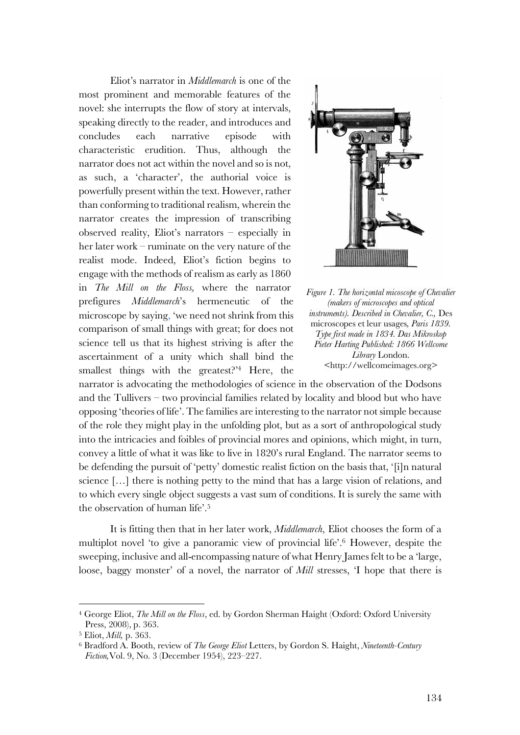Eliot's narrator in *Middlemarch* is one of the most prominent and memorable features of the novel: she interrupts the flow of story at intervals, speaking directly to the reader, and introduces and concludes each narrative episode with characteristic erudition. Thus, although the narrator does not act within the novel and so is not, as such, a 'character', the authorial voice is powerfully present within the text. However, rather than conforming to traditional realism, wherein the narrator creates the impression of transcribing observed reality, Eliot's narrators – especially in her later work – ruminate on the very nature of the realist mode. Indeed, Eliot's fiction begins to engage with the methods of realism as early as 1860 in *The Mill on the Floss,* where the narrator prefigures *Middlemarch*'s hermeneutic of the microscope by saying, 'we need not shrink from this comparison of small things with great; for does not science tell us that its highest striving is after the ascertainment of a unity which shall bind the smallest things with the greatest?'[4] Here, the narrator is advocating the methodologies of science in the observation of the Dodsons and the Tullivers – two provincial families related by locality and blood but who have opposing 'theories of life'. The families are interesting to the narrator not simple because of the role they might play in the unfolding plot, but as a sort of anthropological study into the intricacies and foibles of provincial mores and opinions, which might, in turn, convey a little of what it was like to live in 1820's rural England. The narrator seems to be defending the pursuit of 'petty' domestic realist fiction on the basis that, '[i]n natural science […] there is nothing petty to the mind that has a large vision of relations, and to which every single object suggests a vast sum of conditions. It is surely the same with the observation of human life'.[5]

*Figure 1. The horizontal micoscope of Chevalier (makers of microscopes and optical instruments). Described in Chevalier, C.,* Des microscopes et leur usages, *Paris 1839. Type first made in 1834. Das Mikroskop Pieter Harting Published: 1866 Wellcome Library* London. <http://wellcomeimages.org>

It is fitting then that in her later work, *Middlemarch*, Eliot chooses the form of a multiplot novel 'to give a panoramic view of provincial life'.[6] However, despite the sweeping, inclusive and all-encompassing nature of what Henry James felt to be a 'large, loose, baggy monster' of a novel, the narrator of *Mill* stresses, 'I hope that there is

---

[4] George Eliot, *The Mill on the Floss*, ed. by Gordon Sherman Haight (Oxford: Oxford University Press, 2008), p. 363.

[5] Eliot, *Mill,* p. 363.

[6] Bradford A. Booth, review of *The George Eliot* Letters, by Gordon S. Haight, *Nineteenth-Century Fiction,*Vol. 9, No. 3 (December 1954), 223–227.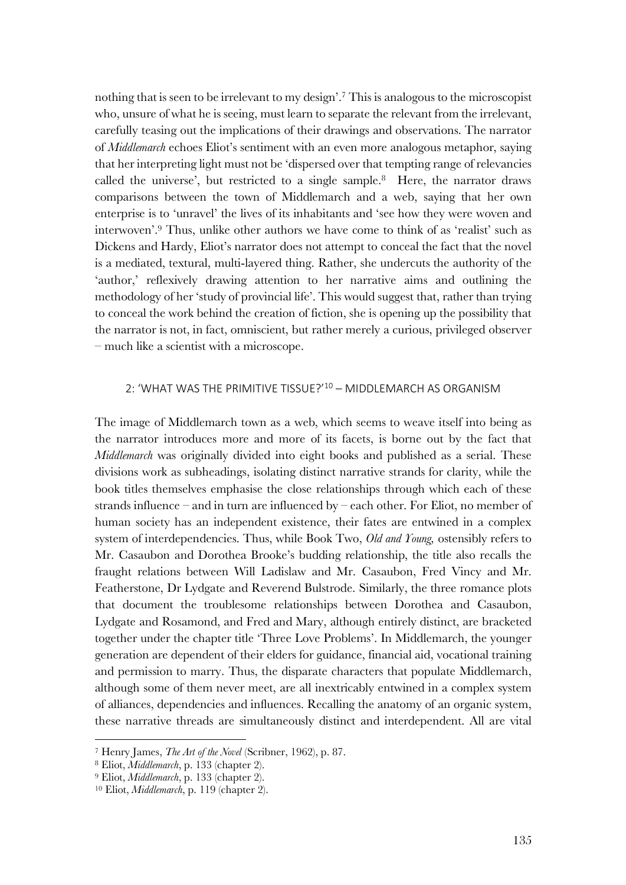nothing that is seen to be irrelevant to my design'.[7] This is analogous to the microscopist who, unsure of what he is seeing, must learn to separate the relevant from the irrelevant, carefully teasing out the implications of their drawings and observations. The narrator of *Middlemarch* echoes Eliot's sentiment with an even more analogous metaphor, saying that her interpreting light must not be 'dispersed over that tempting range of relevancies called the universe', but restricted to a single sample.[8] Here, the narrator draws comparisons between the town of Middlemarch and a web, saying that her own enterprise is to 'unravel' the lives of its inhabitants and 'see how they were woven and interwoven'.[9] Thus, unlike other authors we have come to think of as 'realist' such as Dickens and Hardy, Eliot's narrator does not attempt to conceal the fact that the novel is a mediated, textural, multi-layered thing. Rather, she undercuts the authority of the 'author,' reflexively drawing attention to her narrative aims and outlining the methodology of her 'study of provincial life'. This would suggest that, rather than trying to conceal the work behind the creation of fiction, she is opening up the possibility that the narrator is not, in fact, omniscient, but rather merely a curious, privileged observer – much like a scientist with a microscope.

## 2: 'WHAT WAS THE PRIMITIVE TISSUE?'[10] – MIDDLEMARCH AS ORGANISM

The image of Middlemarch town as a web, which seems to weave itself into being as the narrator introduces more and more of its facets, is borne out by the fact that *Middlemarch* was originally divided into eight books and published as a serial. These divisions work as subheadings, isolating distinct narrative strands for clarity, while the book titles themselves emphasise the close relationships through which each of these strands influence – and in turn are influenced by – each other. For Eliot, no member of human society has an independent existence, their fates are entwined in a complex system of interdependencies. Thus, while Book Two, *Old and Young,* ostensibly refers to Mr. Casaubon and Dorothea Brooke's budding relationship, the title also recalls the fraught relations between Will Ladislaw and Mr. Casaubon, Fred Vincy and Mr. Featherstone, Dr Lydgate and Reverend Bulstrode. Similarly, the three romance plots that document the troublesome relationships between Dorothea and Casaubon, Lydgate and Rosamond, and Fred and Mary, although entirely distinct, are bracketed together under the chapter title 'Three Love Problems'. In Middlemarch, the younger generation are dependent of their elders for guidance, financial aid, vocational training and permission to marry. Thus, the disparate characters that populate Middlemarch, although some of them never meet, are all inextricably entwined in a complex system of alliances, dependencies and influences. Recalling the anatomy of an organic system, these narrative threads are simultaneously distinct and interdependent. All are vital

---

[7] Henry James, *The Art of the Novel* (Scribner, 1962), p. 87.

[8] Eliot, *Middlemarch*, p. 133 (chapter 2).

[9] Eliot, *Middlemarch*, p. 133 (chapter 2).

[10] Eliot, *Middlemarch*, p. 119 (chapter 2).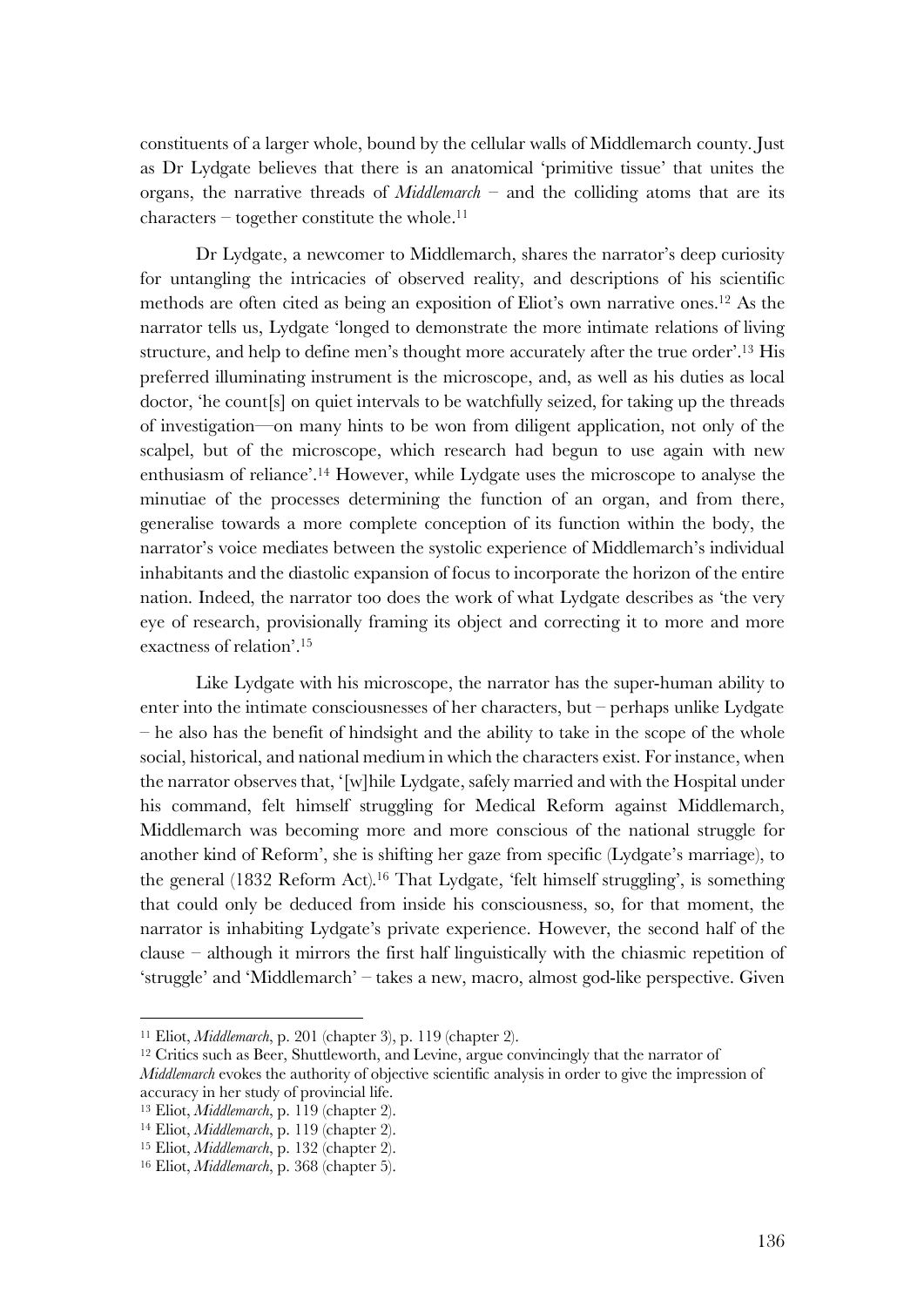constituents of a larger whole, bound by the cellular walls of Middlemarch county. Just as Dr Lydgate believes that there is an anatomical 'primitive tissue' that unites the organs, the narrative threads of *Middlemarch* – and the colliding atoms that are its characters – together constitute the whole.[11]

Dr Lydgate, a newcomer to Middlemarch, shares the narrator's deep curiosity for untangling the intricacies of observed reality, and descriptions of his scientific methods are often cited as being an exposition of Eliot's own narrative ones.[12] As the narrator tells us, Lydgate 'longed to demonstrate the more intimate relations of living structure, and help to define men's thought more accurately after the true order'.[13] His preferred illuminating instrument is the microscope, and, as well as his duties as local doctor, 'he count[s] on quiet intervals to be watchfully seized, for taking up the threads of investigation—on many hints to be won from diligent application, not only of the scalpel, but of the microscope, which research had begun to use again with new enthusiasm of reliance'.[14] However, while Lydgate uses the microscope to analyse the minutiae of the processes determining the function of an organ, and from there, generalise towards a more complete conception of its function within the body, the narrator's voice mediates between the systolic experience of Middlemarch's individual inhabitants and the diastolic expansion of focus to incorporate the horizon of the entire nation. Indeed, the narrator too does the work of what Lydgate describes as 'the very eye of research, provisionally framing its object and correcting it to more and more exactness of relation'.[15]

Like Lydgate with his microscope, the narrator has the super-human ability to enter into the intimate consciousnesses of her characters, but – perhaps unlike Lydgate – he also has the benefit of hindsight and the ability to take in the scope of the whole social, historical, and national medium in which the characters exist. For instance, when the narrator observes that, '[w]hile Lydgate, safely married and with the Hospital under his command, felt himself struggling for Medical Reform against Middlemarch, Middlemarch was becoming more and more conscious of the national struggle for another kind of Reform', she is shifting her gaze from specific (Lydgate's marriage), to the general (1832 Reform Act).[16] That Lydgate, 'felt himself struggling', is something that could only be deduced from inside his consciousness, so, for that moment, the narrator is inhabiting Lydgate's private experience. However, the second half of the clause – although it mirrors the first half linguistically with the chiasmic repetition of 'struggle' and 'Middlemarch' – takes a new, macro, almost god-like perspective. Given

---

[11] Eliot, *Middlemarch*, p. 201 (chapter 3), p. 119 (chapter 2).

[12] Critics such as Beer, Shuttleworth, and Levine, argue convincingly that the narrator of *Middlemarch* evokes the authority of objective scientific analysis in order to give the impression of accuracy in her study of provincial life.

[13] Eliot, *Middlemarch*, p. 119 (chapter 2).

[14] Eliot, *Middlemarch*, p. 119 (chapter 2).

[15] Eliot, *Middlemarch*, p. 132 (chapter 2).

[16] Eliot, *Middlemarch*, p. 368 (chapter 5).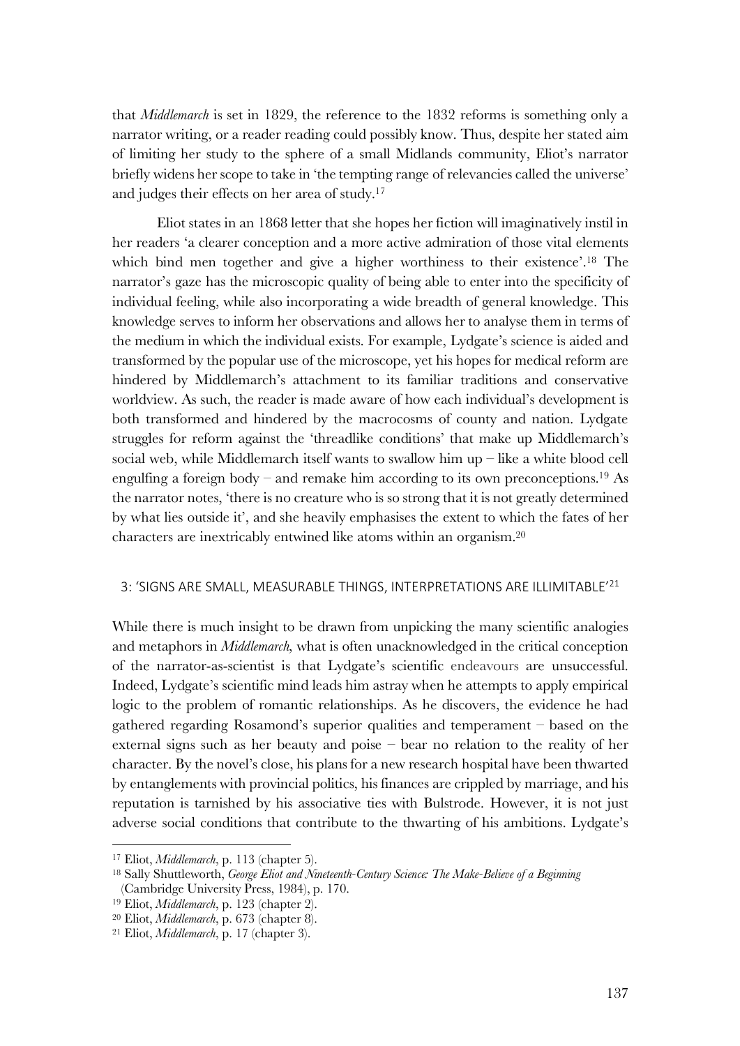that *Middlemarch* is set in 1829, the reference to the 1832 reforms is something only a narrator writing, or a reader reading could possibly know. Thus, despite her stated aim of limiting her study to the sphere of a small Midlands community, Eliot's narrator briefly widens her scope to take in 'the tempting range of relevancies called the universe' and judges their effects on her area of study.[17]

Eliot states in an 1868 letter that she hopes her fiction will imaginatively instil in her readers 'a clearer conception and a more active admiration of those vital elements which bind men together and give a higher worthiness to their existence'.[18] The narrator's gaze has the microscopic quality of being able to enter into the specificity of individual feeling, while also incorporating a wide breadth of general knowledge. This knowledge serves to inform her observations and allows her to analyse them in terms of the medium in which the individual exists. For example, Lydgate's science is aided and transformed by the popular use of the microscope, yet his hopes for medical reform are hindered by Middlemarch's attachment to its familiar traditions and conservative worldview. As such, the reader is made aware of how each individual's development is both transformed and hindered by the macrocosms of county and nation. Lydgate struggles for reform against the 'threadlike conditions' that make up Middlemarch's social web, while Middlemarch itself wants to swallow him up – like a white blood cell engulfing a foreign body – and remake him according to its own preconceptions.[19] As the narrator notes, 'there is no creature who is so strong that it is not greatly determined by what lies outside it', and she heavily emphasises the extent to which the fates of her characters are inextricably entwined like atoms within an organism.[20]

## 3: 'SIGNS ARE SMALL, MEASURABLE THINGS, INTERPRETATIONS ARE ILLIMITABLE'[21]

While there is much insight to be drawn from unpicking the many scientific analogies and metaphors in *Middlemarch,* what is often unacknowledged in the critical conception of the narrator-as-scientist is that Lydgate's scientific endeavours are unsuccessful. Indeed, Lydgate's scientific mind leads him astray when he attempts to apply empirical logic to the problem of romantic relationships. As he discovers, the evidence he had gathered regarding Rosamond's superior qualities and temperament – based on the external signs such as her beauty and poise – bear no relation to the reality of her character. By the novel's close, his plans for a new research hospital have been thwarted by entanglements with provincial politics, his finances are crippled by marriage, and his reputation is tarnished by his associative ties with Bulstrode. However, it is not just adverse social conditions that contribute to the thwarting of his ambitions. Lydgate's

---

[17] Eliot, *Middlemarch*, p. 113 (chapter 5).

[18] Sally Shuttleworth, *George Eliot and Nineteenth-Century Science: The Make-Believe of a Beginning* (Cambridge University Press, 1984), p. 170.

[19] Eliot, *Middlemarch*, p. 123 (chapter 2).

[20] Eliot, *Middlemarch*, p. 673 (chapter 8).

[21] Eliot, *Middlemarch*, p. 17 (chapter 3).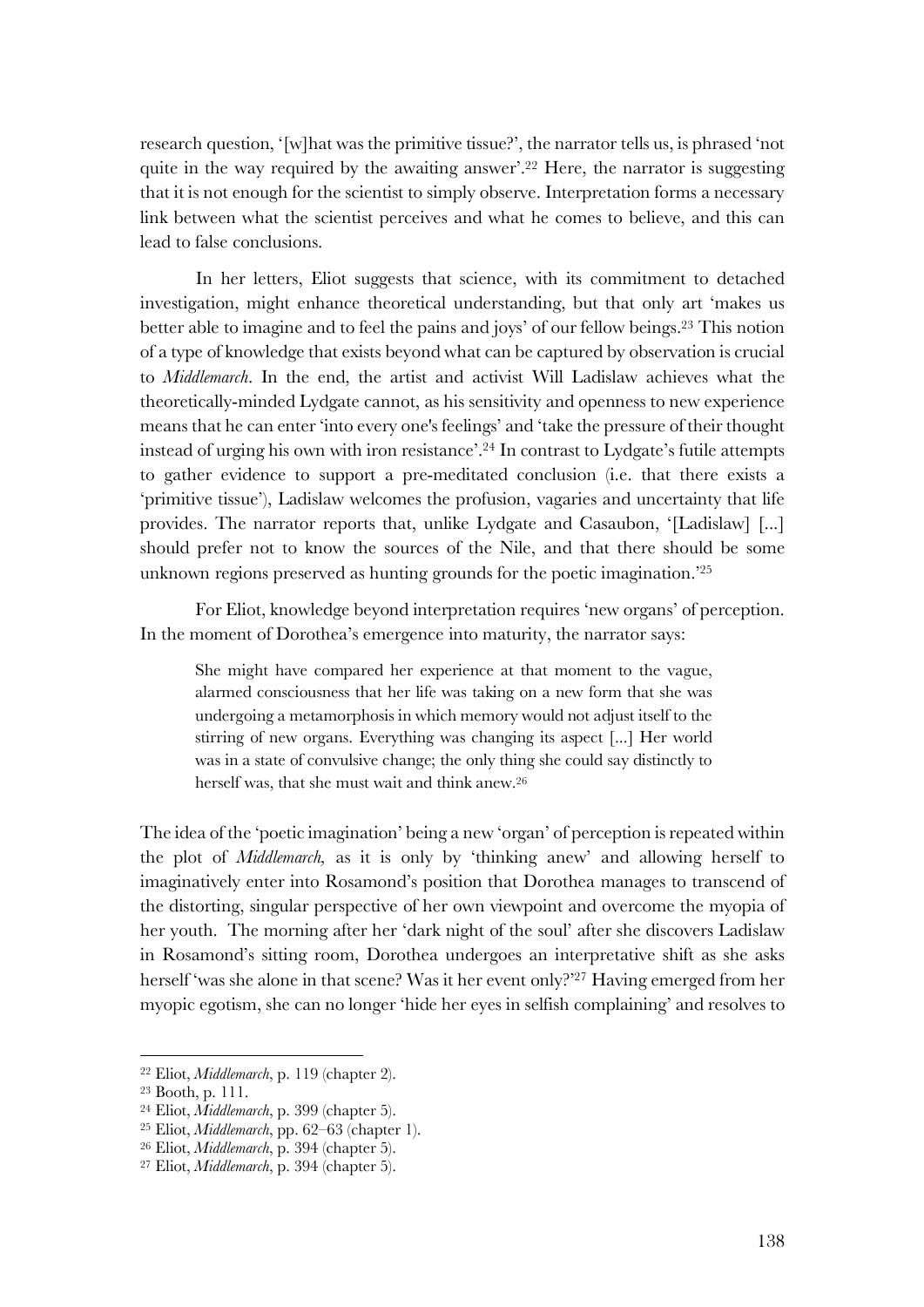research question, '[w]hat was the primitive tissue?', the narrator tells us, is phrased 'not quite in the way required by the awaiting answer'.[22] Here, the narrator is suggesting that it is not enough for the scientist to simply observe. Interpretation forms a necessary link between what the scientist perceives and what he comes to believe, and this can lead to false conclusions.

In her letters, Eliot suggests that science, with its commitment to detached investigation, might enhance theoretical understanding, but that only art 'makes us better able to imagine and to feel the pains and joys' of our fellow beings.[23] This notion of a type of knowledge that exists beyond what can be captured by observation is crucial to *Middlemarch*. In the end, the artist and activist Will Ladislaw achieves what the theoretically-minded Lydgate cannot, as his sensitivity and openness to new experience means that he can enter 'into every one's feelings' and 'take the pressure of their thought instead of urging his own with iron resistance'.[24] In contrast to Lydgate's futile attempts to gather evidence to support a pre-meditated conclusion (i.e. that there exists a 'primitive tissue'), Ladislaw welcomes the profusion, vagaries and uncertainty that life provides. The narrator reports that, unlike Lydgate and Casaubon, '[Ladislaw] [...] should prefer not to know the sources of the Nile, and that there should be some unknown regions preserved as hunting grounds for the poetic imagination.'[25]

For Eliot, knowledge beyond interpretation requires 'new organs' of perception. In the moment of Dorothea's emergence into maturity, the narrator says:

> She might have compared her experience at that moment to the vague, alarmed consciousness that her life was taking on a new form that she was undergoing a metamorphosis in which memory would not adjust itself to the stirring of new organs. Everything was changing its aspect [...] Her world was in a state of convulsive change; the only thing she could say distinctly to herself was, that she must wait and think anew.[26]

The idea of the 'poetic imagination' being a new 'organ' of perception is repeated within the plot of *Middlemarch,* as it is only by 'thinking anew' and allowing herself to imaginatively enter into Rosamond's position that Dorothea manages to transcend of the distorting, singular perspective of her own viewpoint and overcome the myopia of her youth. The morning after her 'dark night of the soul' after she discovers Ladislaw in Rosamond's sitting room, Dorothea undergoes an interpretative shift as she asks herself 'was she alone in that scene? Was it her event only?'[27] Having emerged from her myopic egotism, she can no longer 'hide her eyes in selfish complaining' and resolves to

---

[22] Eliot, *Middlemarch*, p. 119 (chapter 2).
[23] Booth, p. 111.
[24] Eliot, *Middlemarch*, p. 399 (chapter 5).
[25] Eliot, *Middlemarch*, pp. 62–63 (chapter 1).
[26] Eliot, *Middlemarch*, p. 394 (chapter 5).
[27] Eliot, *Middlemarch*, p. 394 (chapter 5).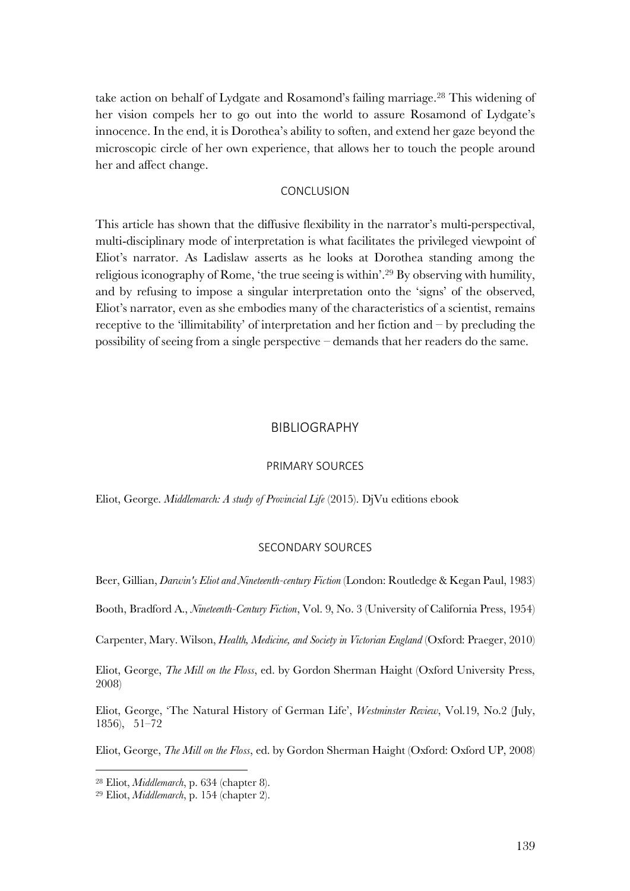take action on behalf of Lydgate and Rosamond's failing marriage.[28] This widening of her vision compels her to go out into the world to assure Rosamond of Lydgate's innocence. In the end, it is Dorothea's ability to soften, and extend her gaze beyond the microscopic circle of her own experience, that allows her to touch the people around her and affect change.

## CONCLUSION

This article has shown that the diffusive flexibility in the narrator's multi-perspectival, multi-disciplinary mode of interpretation is what facilitates the privileged viewpoint of Eliot's narrator. As Ladislaw asserts as he looks at Dorothea standing among the religious iconography of Rome, 'the true seeing is within'.[29] By observing with humility, and by refusing to impose a singular interpretation onto the 'signs' of the observed, Eliot's narrator, even as she embodies many of the characteristics of a scientist, remains receptive to the 'illimitability' of interpretation and her fiction and – by precluding the possibility of seeing from a single perspective – demands that her readers do the same.

# BIBLIOGRAPHY

## PRIMARY SOURCES

Eliot, George. *Middlemarch: A study of Provincial Life* (2015). DjVu editions ebook

## SECONDARY SOURCES

Beer, Gillian, *Darwin's Eliot and Nineteenth-century Fiction* (London: Routledge & Kegan Paul, 1983)

Booth, Bradford A., *Nineteenth-Century Fiction*, Vol. 9, No. 3 (University of California Press, 1954)

Carpenter, Mary. Wilson, *Health, Medicine, and Society in Victorian England* (Oxford: Praeger, 2010)

Eliot, George, *The Mill on the Floss*, ed. by Gordon Sherman Haight (Oxford University Press, 2008)

Eliot, George, 'The Natural History of German Life', *Westminster Review*, Vol.19, No.2 (July, 1856), 51–72

Eliot, George, *The Mill on the Floss*, ed. by Gordon Sherman Haight (Oxford: Oxford UP, 2008)

---

[28] Eliot, *Middlemarch*, p. 634 (chapter 8).

[29] Eliot, *Middlemarch*, p. 154 (chapter 2).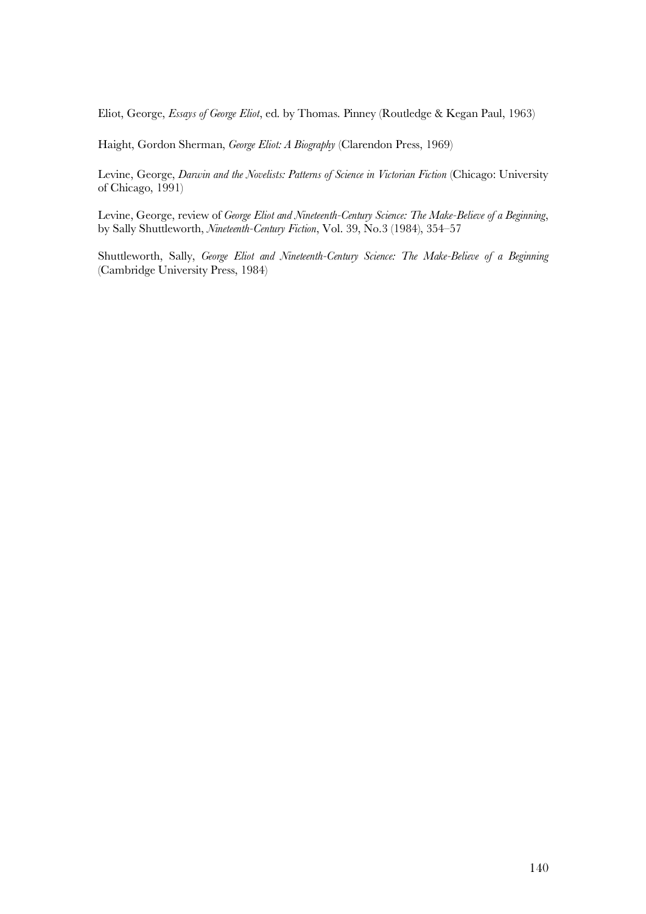Eliot, George, *Essays of George Eliot*, ed. by Thomas. Pinney (Routledge & Kegan Paul, 1963)

Haight, Gordon Sherman, *George Eliot: A Biography* (Clarendon Press, 1969)

Levine, George, *Darwin and the Novelists: Patterns of Science in Victorian Fiction* (Chicago: University of Chicago, 1991)

Levine, George, review of *George Eliot and Nineteenth-Century Science: The Make-Believe of a Beginning*, by Sally Shuttleworth, *Nineteenth-Century Fiction*, Vol. 39, No.3 (1984), 354–57

Shuttleworth, Sally, *George Eliot and Nineteenth-Century Science: The Make-Believe of a Beginning* (Cambridge University Press, 1984)